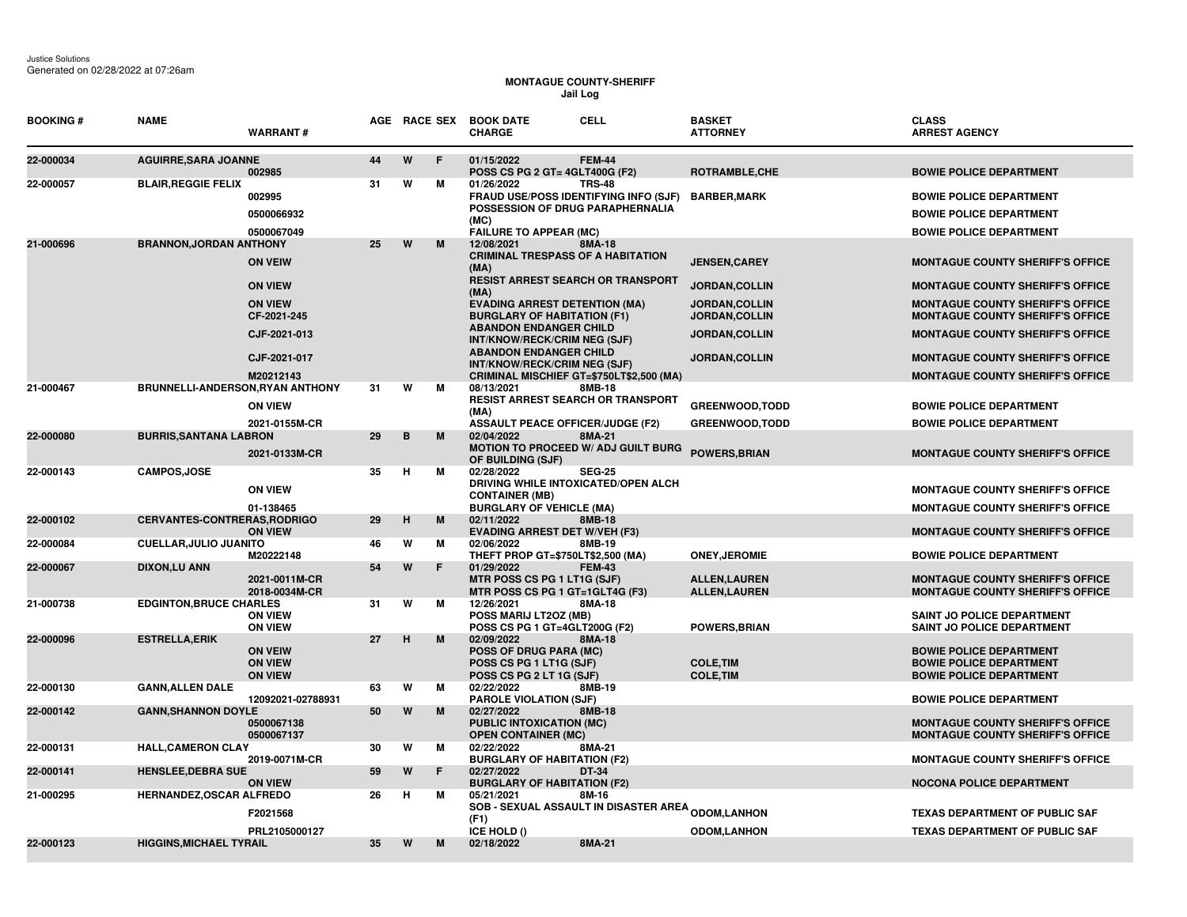Justice Solutions
Generated on 02/28/2022 at 07:26am

# MONTAGUE COUNTY-SHERIFF
## Jail Log

| BOOKING # | NAME | WARRANT # | AGE | RACE | SEX | BOOK DATE / CHARGE | CELL | BASKET / ATTORNEY | CLASS / ARREST AGENCY |
|---|---|---|---|---|---|---|---|---|---|
| 22-000034 | AGUIRRE,SARA JOANNE | | 44 | W | F | 01/15/2022 | FEM-44 | | |
| | | 002985 | | | | POSS CS PG 2 GT= 4GLT400G (F2) | | ROTRAMBLE,CHE | BOWIE POLICE DEPARTMENT |
| 22-000057 | BLAIR,REGGIE FELIX | | 31 | W | M | 01/26/2022 | TRS-48 | | |
| | | 002995 | | | | FRAUD USE/POSS IDENTIFYING INFO (SJF) | | BARBER,MARK | BOWIE POLICE DEPARTMENT |
| | | 0500066932 | | | | POSSESSION OF DRUG PARAPHERNALIA (MC) | | | BOWIE POLICE DEPARTMENT |
| | | 0500067049 | | | | FAILURE TO APPEAR (MC) | | | BOWIE POLICE DEPARTMENT |
| 21-000696 | BRANNON,JORDAN ANTHONY | | 25 | W | M | 12/08/2021 | 8MA-18 | | |
| | | ON VEIW | | | | CRIMINAL TRESPASS OF A HABITATION (MA) | | JENSEN,CAREY | MONTAGUE COUNTY SHERIFF'S OFFICE |
| | | ON VIEW | | | | RESIST ARREST SEARCH OR TRANSPORT (MA) | | JORDAN,COLLIN | MONTAGUE COUNTY SHERIFF'S OFFICE |
| | | ON VIEW | | | | EVADING ARREST DETENTION (MA) | | JORDAN,COLLIN | MONTAGUE COUNTY SHERIFF'S OFFICE |
| | | CF-2021-245 | | | | BURGLARY OF HABITATION (F1) | | JORDAN,COLLIN | MONTAGUE COUNTY SHERIFF'S OFFICE |
| | | CJF-2021-013 | | | | ABANDON ENDANGER CHILD INT/KNOW/RECK/CRIM NEG (SJF) | | JORDAN,COLLIN | MONTAGUE COUNTY SHERIFF'S OFFICE |
| | | CJF-2021-017 | | | | ABANDON ENDANGER CHILD INT/KNOW/RECK/CRIM NEG (SJF) | | JORDAN,COLLIN | MONTAGUE COUNTY SHERIFF'S OFFICE |
| | | M20212143 | | | | CRIMINAL MISCHIEF GT=$750LT$2,500 (MA) | | | MONTAGUE COUNTY SHERIFF'S OFFICE |
| 21-000467 | BRUNNELLI-ANDERSON,RYAN ANTHONY | | 31 | W | M | 08/13/2021 | 8MB-18 | | |
| | | ON VIEW | | | | RESIST ARREST SEARCH OR TRANSPORT (MA) | | GREENWOOD,TODD | BOWIE POLICE DEPARTMENT |
| | | 2021-0155M-CR | | | | ASSAULT PEACE OFFICER/JUDGE (F2) | | GREENWOOD,TODD | BOWIE POLICE DEPARTMENT |
| 22-000080 | BURRIS,SANTANA LABRON | | 29 | B | M | 02/04/2022 | 8MA-21 | | |
| | | 2021-0133M-CR | | | | MOTION TO PROCEED W/ ADJ GUILT BURG OF BUILDING (SJF) | | POWERS,BRIAN | MONTAGUE COUNTY SHERIFF'S OFFICE |
| 22-000143 | CAMPOS,JOSE | | 35 | H | M | 02/28/2022 | SEG-25 | | |
| | | ON VIEW | | | | DRIVING WHILE INTOXICATED/OPEN ALCH CONTAINER (MB) | | | MONTAGUE COUNTY SHERIFF'S OFFICE |
| | | 01-138465 | | | | BURGLARY OF VEHICLE (MA) | | | MONTAGUE COUNTY SHERIFF'S OFFICE |
| 22-000102 | CERVANTES-CONTRERAS,RODRIGO | | 29 | H | M | 02/11/2022 | 8MB-18 | | |
| | | ON VIEW | | | | EVADING ARREST DET W/VEH (F3) | | | MONTAGUE COUNTY SHERIFF'S OFFICE |
| 22-000084 | CUELLAR,JULIO JUANITO | | 46 | W | M | 02/06/2022 | 8MB-19 | | |
| | | M20222148 | | | | THEFT PROP GT=$750LT$2,500 (MA) | | ONEY,JEROMIE | BOWIE POLICE DEPARTMENT |
| 22-000067 | DIXON,LU ANN | | 54 | W | F | 01/29/2022 | FEM-43 | | |
| | | 2021-0011M-CR | | | | MTR POSS CS PG 1 LT1G (SJF) | | ALLEN,LAUREN | MONTAGUE COUNTY SHERIFF'S OFFICE |
| | | 2018-0034M-CR | | | | MTR POSS CS PG 1 GT=1GLT4G (F3) | | ALLEN,LAUREN | MONTAGUE COUNTY SHERIFF'S OFFICE |
| 21-000738 | EDGINTON,BRUCE CHARLES | | 31 | W | M | 12/26/2021 | 8MA-18 | | |
| | | ON VIEW | | | | POSS MARIJ LT2OZ (MB) | | | SAINT JO POLICE DEPARTMENT |
| | | ON VIEW | | | | POSS CS PG 1 GT=4GLT200G (F2) | | POWERS,BRIAN | SAINT JO POLICE DEPARTMENT |
| 22-000096 | ESTRELLA,ERIK | | 27 | H | M | 02/09/2022 | 8MA-18 | | |
| | | ON VEIW | | | | POSS OF DRUG PARA (MC) | | | BOWIE POLICE DEPARTMENT |
| | | ON VIEW | | | | POSS CS PG 1 LT1G (SJF) | | COLE,TIM | BOWIE POLICE DEPARTMENT |
| | | ON VIEW | | | | POSS CS PG 2 LT 1G (SJF) | | COLE,TIM | BOWIE POLICE DEPARTMENT |
| 22-000130 | GANN,ALLEN DALE | | 63 | W | M | 02/22/2022 | 8MB-19 | | |
| | | 12092021-02788931 | | | | PAROLE VIOLATION (SJF) | | | BOWIE POLICE DEPARTMENT |
| 22-000142 | GANN,SHANNON DOYLE | | 50 | W | M | 02/27/2022 | 8MB-18 | | |
| | | 0500067138 | | | | PUBLIC INTOXICATION (MC) | | | MONTAGUE COUNTY SHERIFF'S OFFICE |
| | | 0500067137 | | | | OPEN CONTAINER (MC) | | | MONTAGUE COUNTY SHERIFF'S OFFICE |
| 22-000131 | HALL,CAMERON CLAY | | 30 | W | M | 02/22/2022 | 8MA-21 | | |
| | | 2019-0071M-CR | | | | BURGLARY OF HABITATION (F2) | | | MONTAGUE COUNTY SHERIFF'S OFFICE |
| 22-000141 | HENSLEE,DEBRA SUE | | 59 | W | F | 02/27/2022 | DT-34 | | |
| | | ON VIEW | | | | BURGLARY OF HABITATION (F2) | | | NOCONA POLICE DEPARTMENT |
| 21-000295 | HERNANDEZ,OSCAR ALFREDO | | 26 | H | M | 05/21/2021 | 8M-16 | | |
| | | F2021568 | | | | SOB - SEXUAL ASSAULT IN DISASTER AREA (F1) | | ODOM,LANHON | TEXAS DEPARTMENT OF PUBLIC SAF |
| | | PRL2105000127 | | | | ICE HOLD () | | ODOM,LANHON | TEXAS DEPARTMENT OF PUBLIC SAF |
| 22-000123 | HIGGINS,MICHAEL TYRAIL | | 35 | W | M | 02/18/2022 | 8MA-21 | | |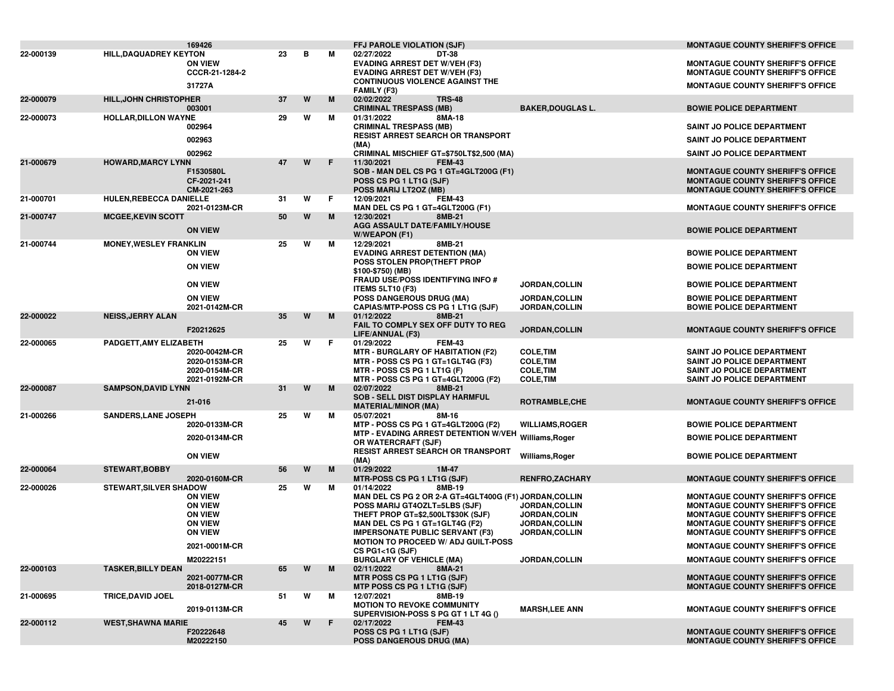| Booking # | Name / Warrant # | Age | Race | Sex | Date / Cell / Offense | Officer | Agency |
|---|---|---|---|---|---|---|---|
| | 169426 | | | | FFJ PAROLE VIOLATION (SJF) | | MONTAGUE COUNTY SHERIFF'S OFFICE |
| 22-000139 | HILL,DAQUADREY KEYTON | 23 | B | M | 02/27/2022 DT-38 | | |
| | ON VIEW | | | | EVADING ARREST DET W/VEH (F3) | | MONTAGUE COUNTY SHERIFF'S OFFICE |
| | CCCR-21-1284-2 | | | | EVADING ARREST DET W/VEH (F3) | | MONTAGUE COUNTY SHERIFF'S OFFICE |
| | 31727A | | | | CONTINUOUS VIOLENCE AGAINST THE FAMILY (F3) | | MONTAGUE COUNTY SHERIFF'S OFFICE |
| 22-000079 | HILL,JOHN CHRISTOPHER | 37 | W | M | 02/02/2022 TRS-48 | | |
| | 003001 | | | | CRIMINAL TRESPASS (MB) | BAKER,DOUGLAS L. | BOWIE POLICE DEPARTMENT |
| 22-000073 | HOLLAR,DILLON WAYNE | 29 | W | M | 01/31/2022 8MA-18 | | |
| | 002964 | | | | CRIMINAL TRESPASS (MB) | | SAINT JO POLICE DEPARTMENT |
| | 002963 | | | | RESIST ARREST SEARCH OR TRANSPORT (MA) | | SAINT JO POLICE DEPARTMENT |
| | 002962 | | | | CRIMINAL MISCHIEF GT=$750LT$2,500 (MA) | | SAINT JO POLICE DEPARTMENT |
| 21-000679 | HOWARD,MARCY LYNN | 47 | W | F | 11/30/2021 FEM-43 | | |
| | F1530580L | | | | SOB - MAN DEL CS PG 1 GT=4GLT200G (F1) | | MONTAGUE COUNTY SHERIFF'S OFFICE |
| | CF-2021-241 | | | | POSS CS PG 1 LT1G (SJF) | | MONTAGUE COUNTY SHERIFF'S OFFICE |
| | CM-2021-263 | | | | POSS MARIJ LT2OZ (MB) | | MONTAGUE COUNTY SHERIFF'S OFFICE |
| 21-000701 | HULEN,REBECCA DANIELLE | 31 | W | F | 12/09/2021 FEM-43 | | |
| | 2021-0123M-CR | | | | MAN DEL CS PG 1 GT=4GLT200G (F1) | | MONTAGUE COUNTY SHERIFF'S OFFICE |
| 21-000747 | MCGEE,KEVIN SCOTT | 50 | W | M | 12/30/2021 8MB-21 | | |
| | ON VIEW | | | | AGG ASSAULT DATE/FAMILY/HOUSE W/WEAPON (F1) | | BOWIE POLICE DEPARTMENT |
| 21-000744 | MONEY,WESLEY FRANKLIN | 25 | W | M | 12/29/2021 8MB-21 | | |
| | ON VIEW | | | | EVADING ARREST DETENTION (MA) | | BOWIE POLICE DEPARTMENT |
| | ON VIEW | | | | POSS STOLEN PROP(THEFT PROP $100-$750) (MB) | | BOWIE POLICE DEPARTMENT |
| | ON VIEW | | | | FRAUD USE/POSS IDENTIFYING INFO # ITEMS 5LT10 (F3) | JORDAN,COLLIN | BOWIE POLICE DEPARTMENT |
| | ON VIEW | | | | POSS DANGEROUS DRUG (MA) | JORDAN,COLLIN | BOWIE POLICE DEPARTMENT |
| | 2021-0142M-CR | | | | CAPIAS/MTP-POSS CS PG 1 LT1G (SJF) | JORDAN,COLLIN | BOWIE POLICE DEPARTMENT |
| 22-000022 | NEISS,JERRY ALAN | 35 | W | M | 01/12/2022 8MB-21 | | |
| | F20212625 | | | | FAIL TO COMPLY SEX OFF DUTY TO REG LIFE/ANNUAL (F3) | JORDAN,COLLIN | MONTAGUE COUNTY SHERIFF'S OFFICE |
| 22-000065 | PADGETT,AMY ELIZABETH | 25 | W | F | 01/29/2022 FEM-43 | | |
| | 2020-0042M-CR | | | | MTR - BURGLARY OF HABITATION (F2) | COLE,TIM | SAINT JO POLICE DEPARTMENT |
| | 2020-0153M-CR | | | | MTR - POSS CS PG 1 GT=1GLT4G (F3) | COLE,TIM | SAINT JO POLICE DEPARTMENT |
| | 2020-0154M-CR | | | | MTR - POSS CS PG 1 LT1G (F) | COLE,TIM | SAINT JO POLICE DEPARTMENT |
| | 2021-0192M-CR | | | | MTR - POSS CS PG 1 GT=4GLT200G (F2) | COLE,TIM | SAINT JO POLICE DEPARTMENT |
| 22-000087 | SAMPSON,DAVID LYNN | 31 | W | M | 02/07/2022 8MB-21 | | |
| | 21-016 | | | | SOB - SELL DIST DISPLAY HARMFUL MATERIAL/MINOR (MA) | ROTRAMBLE,CHE | MONTAGUE COUNTY SHERIFF'S OFFICE |
| 21-000266 | SANDERS,LANE JOSEPH | 25 | W | M | 05/07/2021 8M-16 | | |
| | 2020-0133M-CR | | | | MTP - POSS CS PG 1 GT=4GLT200G (F2) | WILLIAMS,ROGER | BOWIE POLICE DEPARTMENT |
| | 2020-0134M-CR | | | | MTP - EVADING ARREST DETENTION W/VEH OR WATERCRAFT (SJF) | Williams,Roger | BOWIE POLICE DEPARTMENT |
| | ON VIEW | | | | RESIST ARREST SEARCH OR TRANSPORT (MA) | Williams,Roger | BOWIE POLICE DEPARTMENT |
| 22-000064 | STEWART,BOBBY | 56 | W | M | 01/29/2022 1M-47 | | |
| | 2020-0160M-CR | | | | MTR-POSS CS PG 1 LT1G (SJF) | RENFRO,ZACHARY | MONTAGUE COUNTY SHERIFF'S OFFICE |
| 22-000026 | STEWART,SILVER SHADOW | 25 | W | M | 01/14/2022 8MB-19 | | |
| | ON VIEW | | | | MAN DEL CS PG 2 OR 2-A GT=4GLT400G (F1) | JORDAN,COLLIN | MONTAGUE COUNTY SHERIFF'S OFFICE |
| | ON VIEW | | | | POSS MARIJ GT4OZLT=5LBS (SJF) | JORDAN,COLLIN | MONTAGUE COUNTY SHERIFF'S OFFICE |
| | ON VIEW | | | | THEFT PROP GT=$2,500LT$30K (SJF) | JORDAN,COLIN | MONTAGUE COUNTY SHERIFF'S OFFICE |
| | ON VIEW | | | | MAN DEL CS PG 1 GT=1GLT4G (F2) | JORDAN,COLLIN | MONTAGUE COUNTY SHERIFF'S OFFICE |
| | ON VIEW | | | | IMPERSONATE PUBLIC SERVANT (F3) | JORDAN,COLLIN | MONTAGUE COUNTY SHERIFF'S OFFICE |
| | 2021-0001M-CR | | | | MOTION TO PROCEED W/ ADJ GUILT-POSS CS PG1<1G (SJF) | | MONTAGUE COUNTY SHERIFF'S OFFICE |
| | M20222151 | | | | BURGLARY OF VEHICLE (MA) | JORDAN,COLLIN | MONTAGUE COUNTY SHERIFF'S OFFICE |
| 22-000103 | TASKER,BILLY DEAN | 65 | W | M | 02/11/2022 8MA-21 | | |
| | 2021-0077M-CR | | | | MTR POSS CS PG 1 LT1G (SJF) | | MONTAGUE COUNTY SHERIFF'S OFFICE |
| | 2018-0127M-CR | | | | MTP POSS CS PG 1 LT1G (SJF) | | MONTAGUE COUNTY SHERIFF'S OFFICE |
| 21-000695 | TRICE,DAVID JOEL | 51 | W | M | 12/07/2021 8MB-19 | | |
| | 2019-0113M-CR | | | | MOTION TO REVOKE COMMUNITY SUPERVISION-POSS S PG GT 1 LT 4G () | MARSH,LEE ANN | MONTAGUE COUNTY SHERIFF'S OFFICE |
| 22-000112 | WEST,SHAWNA MARIE | 45 | W | F | 02/17/2022 FEM-43 | | |
| | F20222648 | | | | POSS CS PG 1 LT1G (SJF) | | MONTAGUE COUNTY SHERIFF'S OFFICE |
| | M20222150 | | | | POSS DANGEROUS DRUG (MA) | | MONTAGUE COUNTY SHERIFF'S OFFICE |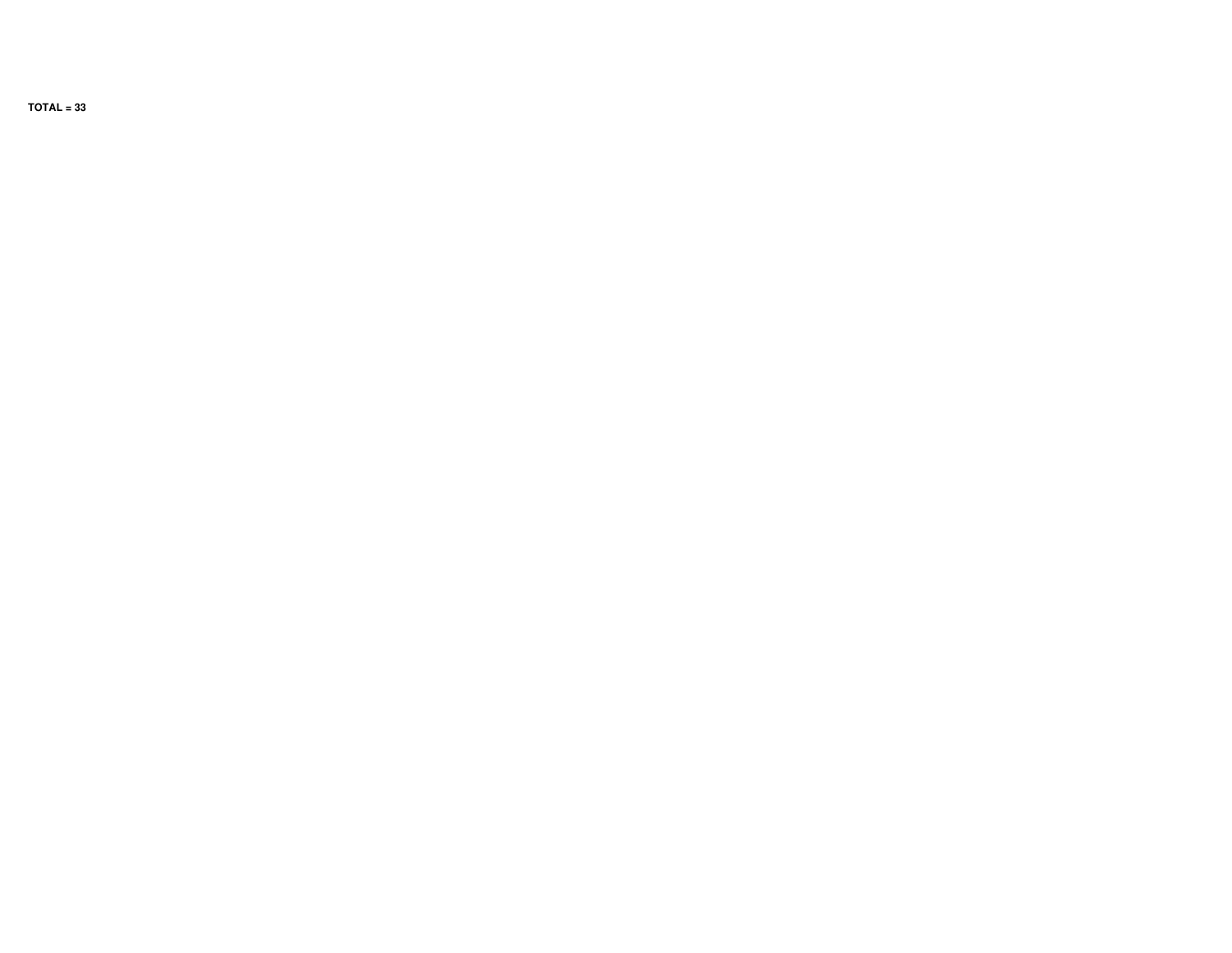**TOTAL = 33**